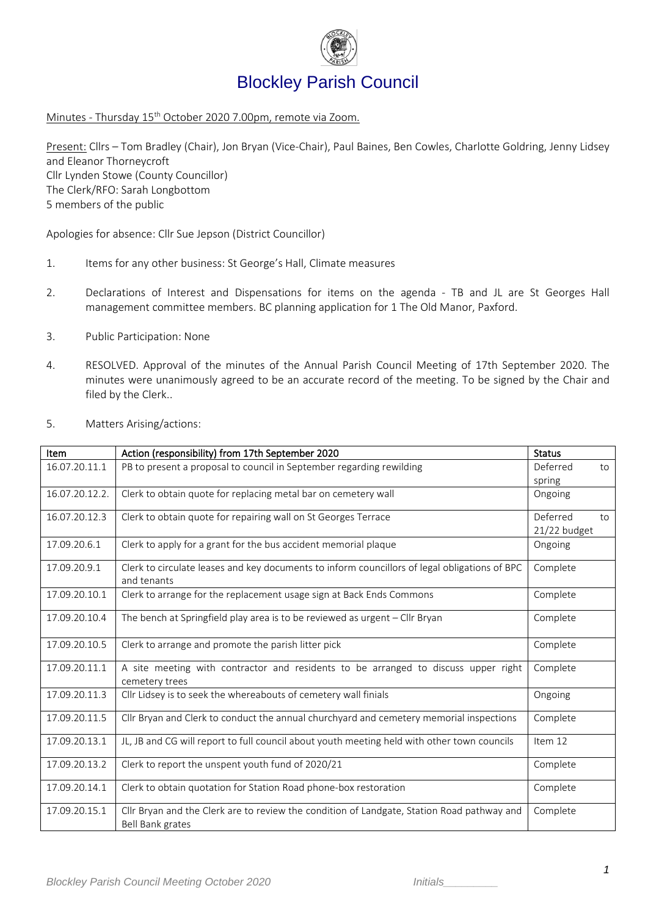# Blockley Parish Council

Minutes - Thursday 15th October 2020 7.00pm, remote via Zoom.

Present: Cllrs – Tom Bradley (Chair), Jon Bryan (Vice-Chair), Paul Baines, Ben Cowles, Charlotte Goldring, Jenny Lidsey and Eleanor Thorneycroft
Cllr Lynden Stowe (County Councillor)
The Clerk/RFO: Sarah Longbottom
5 members of the public

Apologies for absence: Cllr Sue Jepson (District Councillor)

1. Items for any other business: St George's Hall, Climate measures

2. Declarations of Interest and Dispensations for items on the agenda - TB and JL are St Georges Hall management committee members. BC planning application for 1 The Old Manor, Paxford.

3. Public Participation: None

4. RESOLVED. Approval of the minutes of the Annual Parish Council Meeting of 17th September 2020. The minutes were unanimously agreed to be an accurate record of the meeting. To be signed by the Chair and filed by the Clerk..

5. Matters Arising/actions:

| Item | Action (responsibility) from 17th September 2020 | Status |
|---|---|---|
| 16.07.20.11.1 | PB to present a proposal to council in September regarding rewilding | Deferred to spring |
| 16.07.20.12.2. | Clerk to obtain quote for replacing metal bar on cemetery wall | Ongoing |
| 16.07.20.12.3 | Clerk to obtain quote for repairing wall on St Georges Terrace | Deferred to 21/22 budget |
| 17.09.20.6.1 | Clerk to apply for a grant for the bus accident memorial plaque | Ongoing |
| 17.09.20.9.1 | Clerk to circulate leases and key documents to inform councillors of legal obligations of BPC and tenants | Complete |
| 17.09.20.10.1 | Clerk to arrange for the replacement usage sign at Back Ends Commons | Complete |
| 17.09.20.10.4 | The bench at Springfield play area is to be reviewed as urgent – Cllr Bryan | Complete |
| 17.09.20.10.5 | Clerk to arrange and promote the parish litter pick | Complete |
| 17.09.20.11.1 | A site meeting with contractor and residents to be arranged to discuss upper right cemetery trees | Complete |
| 17.09.20.11.3 | Cllr Lidsey is to seek the whereabouts of cemetery wall finials | Ongoing |
| 17.09.20.11.5 | Cllr Bryan and Clerk to conduct the annual churchyard and cemetery memorial inspections | Complete |
| 17.09.20.13.1 | JL, JB and CG will report to full council about youth meeting held with other town councils | Item 12 |
| 17.09.20.13.2 | Clerk to report the unspent youth fund of 2020/21 | Complete |
| 17.09.20.14.1 | Clerk to obtain quotation for Station Road phone-box restoration | Complete |
| 17.09.20.15.1 | Cllr Bryan and the Clerk are to review the condition of Landgate, Station Road pathway and Bell Bank grates | Complete |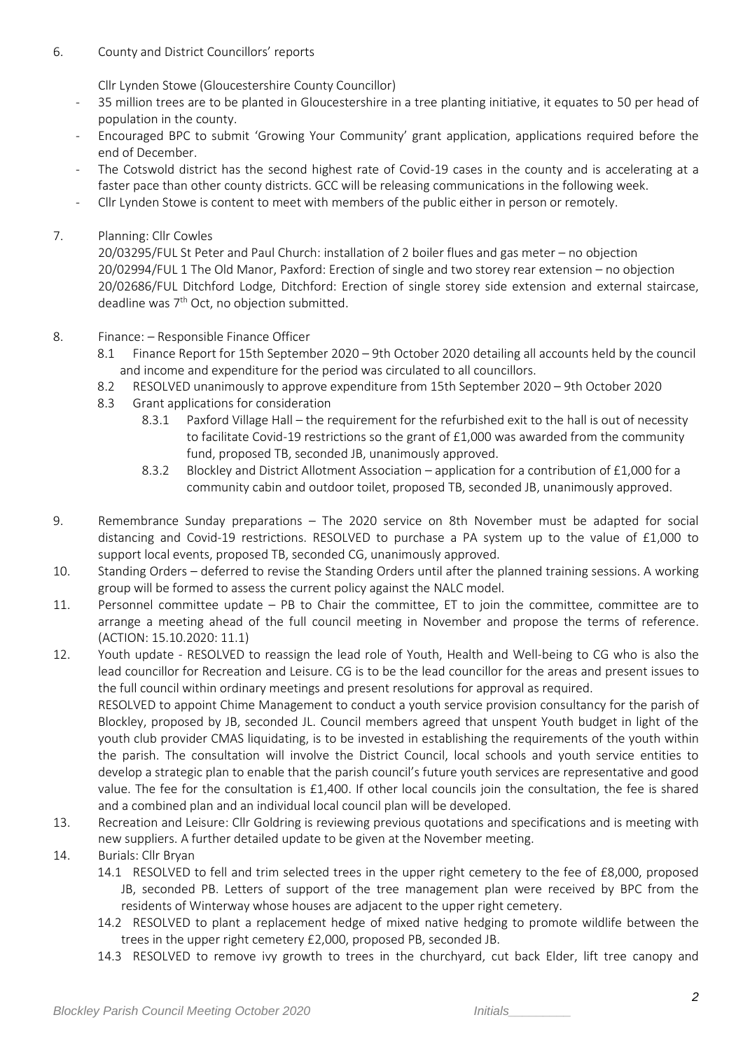6. County and District Councillors' reports

   Cllr Lynden Stowe (Gloucestershire County Councillor)

   - 35 million trees are to be planted in Gloucestershire in a tree planting initiative, it equates to 50 per head of population in the county.
   - Encouraged BPC to submit 'Growing Your Community' grant application, applications required before the end of December.
   - The Cotswold district has the second highest rate of Covid-19 cases in the county and is accelerating at a faster pace than other county districts. GCC will be releasing communications in the following week.
   - Cllr Lynden Stowe is content to meet with members of the public either in person or remotely.

7. Planning: Cllr Cowles

   20/03295/FUL St Peter and Paul Church: installation of 2 boiler flues and gas meter – no objection
   20/02994/FUL 1 The Old Manor, Paxford: Erection of single and two storey rear extension – no objection
   20/02686/FUL Ditchford Lodge, Ditchford: Erection of single storey side extension and external staircase, deadline was 7th Oct, no objection submitted.

8. Finance: – Responsible Finance Officer
   - 8.1 Finance Report for 15th September 2020 – 9th October 2020 detailing all accounts held by the council and income and expenditure for the period was circulated to all councillors.
   - 8.2 RESOLVED unanimously to approve expenditure from 15th September 2020 – 9th October 2020
   - 8.3 Grant applications for consideration
     - 8.3.1 Paxford Village Hall – the requirement for the refurbished exit to the hall is out of necessity to facilitate Covid-19 restrictions so the grant of £1,000 was awarded from the community fund, proposed TB, seconded JB, unanimously approved.
     - 8.3.2 Blockley and District Allotment Association – application for a contribution of £1,000 for a community cabin and outdoor toilet, proposed TB, seconded JB, unanimously approved.

9. Remembrance Sunday preparations – The 2020 service on 8th November must be adapted for social distancing and Covid-19 restrictions. RESOLVED to purchase a PA system up to the value of £1,000 to support local events, proposed TB, seconded CG, unanimously approved.
10. Standing Orders – deferred to revise the Standing Orders until after the planned training sessions. A working group will be formed to assess the current policy against the NALC model.
11. Personnel committee update – PB to Chair the committee, ET to join the committee, committee are to arrange a meeting ahead of the full council meeting in November and propose the terms of reference. (ACTION: 15.10.2020: 11.1)
12. Youth update - RESOLVED to reassign the lead role of Youth, Health and Well-being to CG who is also the lead councillor for Recreation and Leisure. CG is to be the lead councillor for the areas and present issues to the full council within ordinary meetings and present resolutions for approval as required.

    RESOLVED to appoint Chime Management to conduct a youth service provision consultancy for the parish of Blockley, proposed by JB, seconded JL. Council members agreed that unspent Youth budget in light of the youth club provider CMAS liquidating, is to be invested in establishing the requirements of the youth within the parish. The consultation will involve the District Council, local schools and youth service entities to develop a strategic plan to enable that the parish council's future youth services are representative and good value. The fee for the consultation is £1,400. If other local councils join the consultation, the fee is shared and a combined plan and an individual local council plan will be developed.
13. Recreation and Leisure: Cllr Goldring is reviewing previous quotations and specifications and is meeting with new suppliers. A further detailed update to be given at the November meeting.
14. Burials: Cllr Bryan
    - 14.1 RESOLVED to fell and trim selected trees in the upper right cemetery to the fee of £8,000, proposed JB, seconded PB. Letters of support of the tree management plan were received by BPC from the residents of Winterway whose houses are adjacent to the upper right cemetery.
    - 14.2 RESOLVED to plant a replacement hedge of mixed native hedging to promote wildlife between the trees in the upper right cemetery £2,000, proposed PB, seconded JB.
    - 14.3 RESOLVED to remove ivy growth to trees in the churchyard, cut back Elder, lift tree canopy and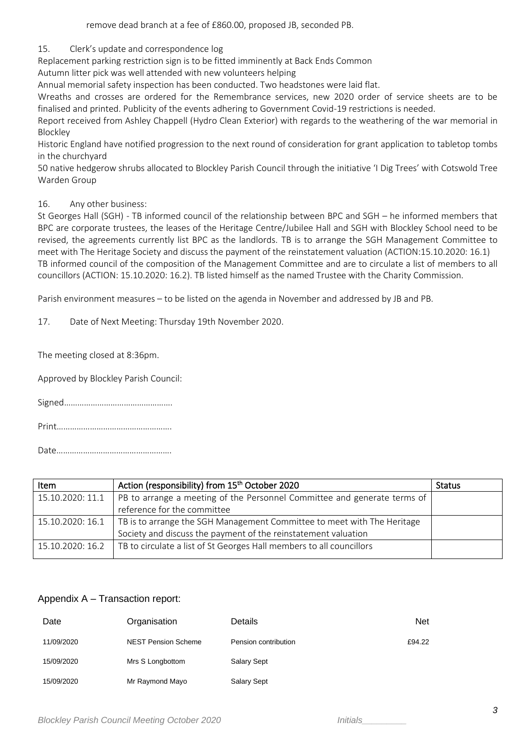remove dead branch at a fee of £860.00, proposed JB, seconded PB.

15. Clerk's update and correspondence log

Replacement parking restriction sign is to be fitted imminently at Back Ends Common

Autumn litter pick was well attended with new volunteers helping

Annual memorial safety inspection has been conducted. Two headstones were laid flat.

Wreaths and crosses are ordered for the Remembrance services, new 2020 order of service sheets are to be finalised and printed. Publicity of the events adhering to Government Covid-19 restrictions is needed.

Report received from Ashley Chappell (Hydro Clean Exterior) with regards to the weathering of the war memorial in Blockley

Historic England have notified progression to the next round of consideration for grant application to tabletop tombs in the churchyard

50 native hedgerow shrubs allocated to Blockley Parish Council through the initiative 'I Dig Trees' with Cotswold Tree Warden Group

16. Any other business:

St Georges Hall (SGH) - TB informed council of the relationship between BPC and SGH – he informed members that BPC are corporate trustees, the leases of the Heritage Centre/Jubilee Hall and SGH with Blockley School need to be revised, the agreements currently list BPC as the landlords. TB is to arrange the SGH Management Committee to meet with The Heritage Society and discuss the payment of the reinstatement valuation (ACTION:15.10.2020: 16.1) TB informed council of the composition of the Management Committee and are to circulate a list of members to all councillors (ACTION: 15.10.2020: 16.2). TB listed himself as the named Trustee with the Charity Commission.

Parish environment measures – to be listed on the agenda in November and addressed by JB and PB.

17. Date of Next Meeting: Thursday 19th November 2020.

The meeting closed at 8:36pm.

Approved by Blockley Parish Council:

Signed…………………………………………

Print……………………………………………

Date……………………………………………

| Item | Action (responsibility) from 15th October 2020 | Status |
|---|---|---|
| 15.10.2020: 11.1 | PB to arrange a meeting of the Personnel Committee and generate terms of reference for the committee | |
| 15.10.2020: 16.1 | TB is to arrange the SGH Management Committee to meet with The Heritage Society and discuss the payment of the reinstatement valuation | |
| 15.10.2020: 16.2 | TB to circulate a list of St Georges Hall members to all councillors | |

## Appendix A – Transaction report:

| Date | Organisation | Details | Net |
|---|---|---|---|
| 11/09/2020 | NEST Pension Scheme | Pension contribution | £94.22 |
| 15/09/2020 | Mrs S Longbottom | Salary Sept | |
| 15/09/2020 | Mr Raymond Mayo | Salary Sept | |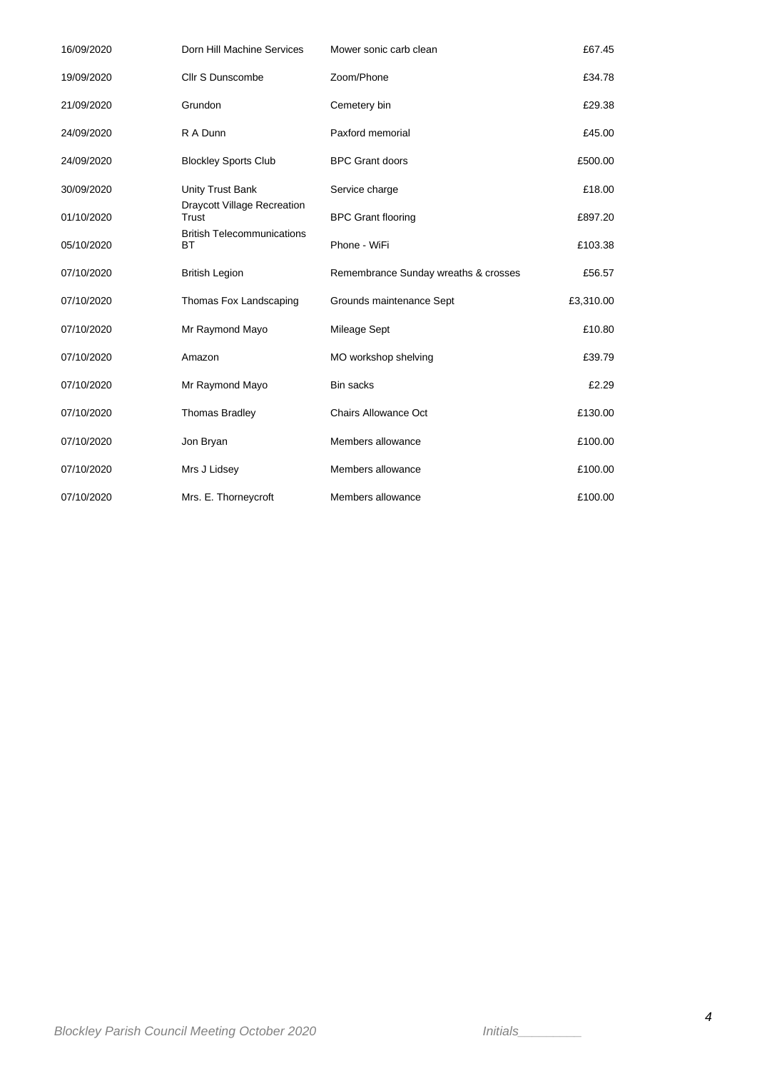| | | | |
|---|---|---|---|
| 16/09/2020 | Dorn Hill Machine Services | Mower sonic carb clean | £67.45 |
| 19/09/2020 | Cllr S Dunscombe | Zoom/Phone | £34.78 |
| 21/09/2020 | Grundon | Cemetery bin | £29.38 |
| 24/09/2020 | R A Dunn | Paxford memorial | £45.00 |
| 24/09/2020 | Blockley Sports Club | BPC Grant doors | £500.00 |
| 30/09/2020 | Unity Trust Bank | Service charge | £18.00 |
| 01/10/2020 | Draycott Village Recreation Trust | BPC Grant flooring | £897.20 |
| 05/10/2020 | British Telecommunications BT | Phone - WiFi | £103.38 |
| 07/10/2020 | British Legion | Remembrance Sunday wreaths & crosses | £56.57 |
| 07/10/2020 | Thomas Fox Landscaping | Grounds maintenance Sept | £3,310.00 |
| 07/10/2020 | Mr Raymond Mayo | Mileage Sept | £10.80 |
| 07/10/2020 | Amazon | MO workshop shelving | £39.79 |
| 07/10/2020 | Mr Raymond Mayo | Bin sacks | £2.29 |
| 07/10/2020 | Thomas Bradley | Chairs Allowance Oct | £130.00 |
| 07/10/2020 | Jon Bryan | Members allowance | £100.00 |
| 07/10/2020 | Mrs J Lidsey | Members allowance | £100.00 |
| 07/10/2020 | Mrs. E. Thorneycroft | Members allowance | £100.00 |